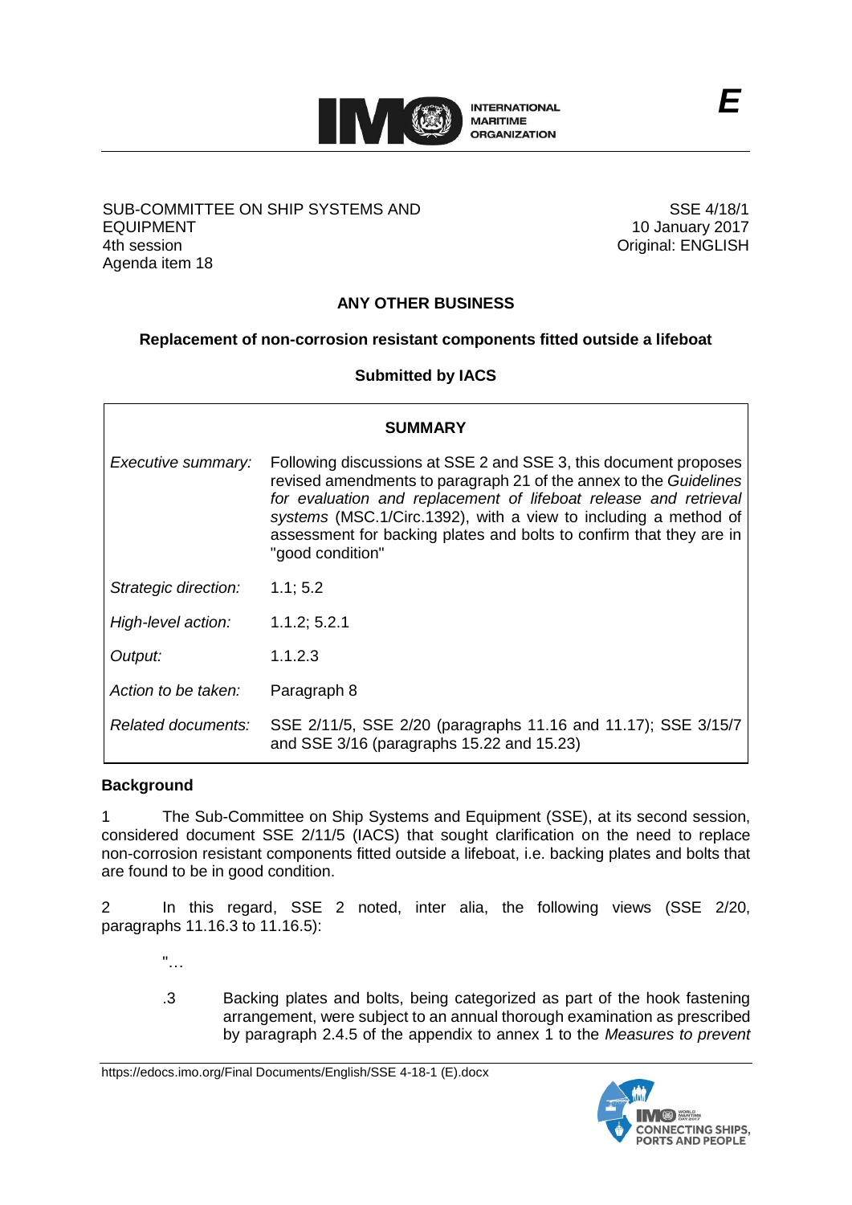E

SUB-COMMITTEE ON SHIP SYSTEMS AND EQUIPMENT
4th session
Agenda item 18

SSE 4/18/1
10 January 2017
Original: ENGLISH

## ANY OTHER BUSINESS

### Replacement of non-corrosion resistant components fitted outside a lifeboat

**Submitted by IACS**

| SUMMARY | |
|---|---|
| *Executive summary:* | Following discussions at SSE 2 and SSE 3, this document proposes revised amendments to paragraph 21 of the annex to the *Guidelines for evaluation and replacement of lifeboat release and retrieval systems* (MSC.1/Circ.1392), with a view to including a method of assessment for backing plates and bolts to confirm that they are in "good condition" |
| *Strategic direction:* | 1.1; 5.2 |
| *High-level action:* | 1.1.2; 5.2.1 |
| *Output:* | 1.1.2.3 |
| *Action to be taken:* | Paragraph 8 |
| *Related documents:* | SSE 2/11/5, SSE 2/20 (paragraphs 11.16 and 11.17); SSE 3/15/7 and SSE 3/16 (paragraphs 15.22 and 15.23) |

**Background**

1 The Sub-Committee on Ship Systems and Equipment (SSE), at its second session, considered document SSE 2/11/5 (IACS) that sought clarification on the need to replace non-corrosion resistant components fitted outside a lifeboat, i.e. backing plates and bolts that are found to be in good condition.

2 In this regard, SSE 2 noted, inter alia, the following views (SSE 2/20, paragraphs 11.16.3 to 11.16.5):

"…

.3 Backing plates and bolts, being categorized as part of the hook fastening arrangement, were subject to an annual thorough examination as prescribed by paragraph 2.4.5 of the appendix to annex 1 to the *Measures to prevent*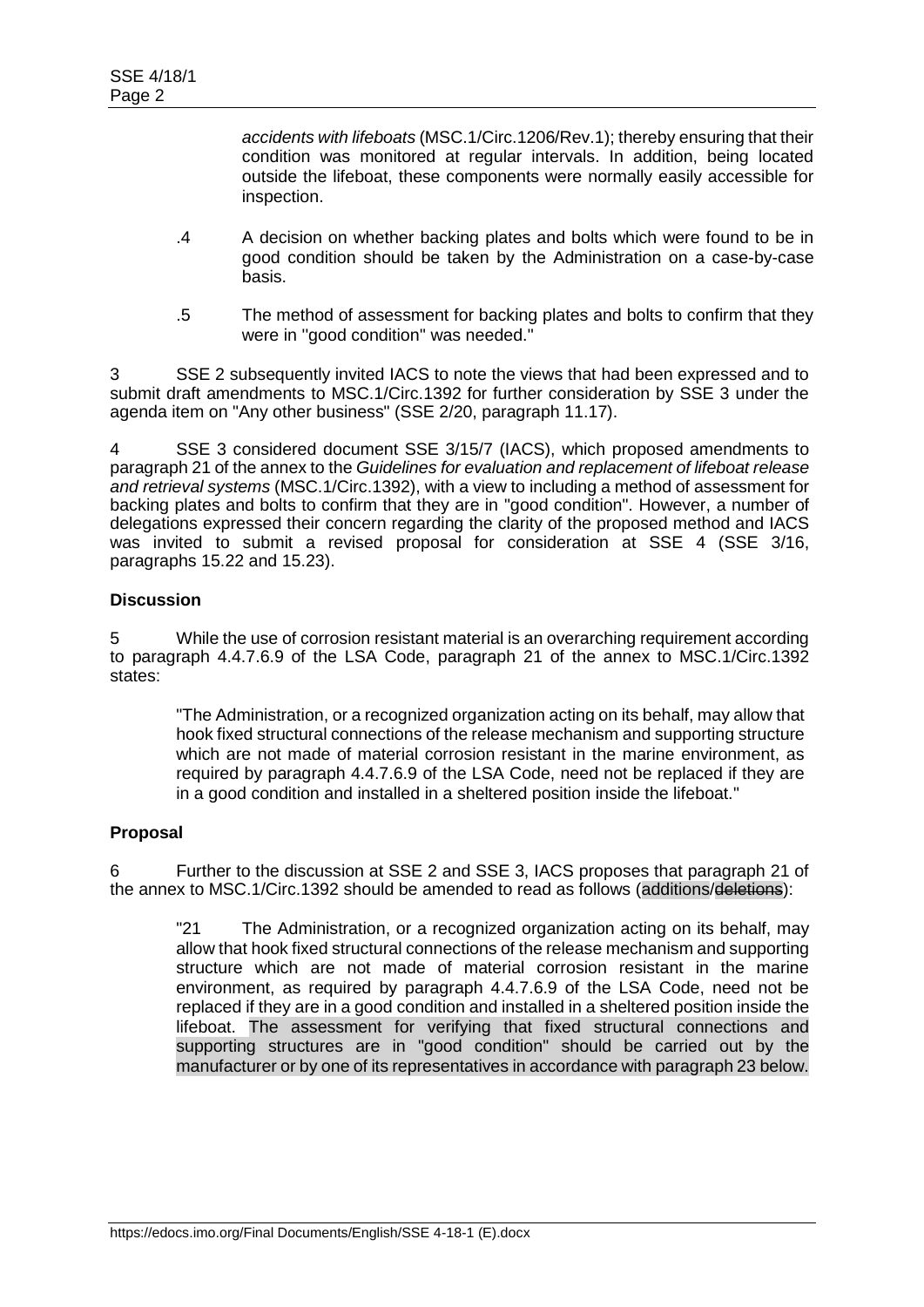*accidents with lifeboats* (MSC.1/Circ.1206/Rev.1); thereby ensuring that their condition was monitored at regular intervals. In addition, being located outside the lifeboat, these components were normally easily accessible for inspection.

.4 A decision on whether backing plates and bolts which were found to be in good condition should be taken by the Administration on a case-by-case basis.

.5 The method of assessment for backing plates and bolts to confirm that they were in "good condition" was needed."

3 SSE 2 subsequently invited IACS to note the views that had been expressed and to submit draft amendments to MSC.1/Circ.1392 for further consideration by SSE 3 under the agenda item on "Any other business" (SSE 2/20, paragraph 11.17).

4 SSE 3 considered document SSE 3/15/7 (IACS), which proposed amendments to paragraph 21 of the annex to the *Guidelines for evaluation and replacement of lifeboat release and retrieval systems* (MSC.1/Circ.1392), with a view to including a method of assessment for backing plates and bolts to confirm that they are in "good condition". However, a number of delegations expressed their concern regarding the clarity of the proposed method and IACS was invited to submit a revised proposal for consideration at SSE 4 (SSE 3/16, paragraphs 15.22 and 15.23).

**Discussion**

5 While the use of corrosion resistant material is an overarching requirement according to paragraph 4.4.7.6.9 of the LSA Code, paragraph 21 of the annex to MSC.1/Circ.1392 states:

"The Administration, or a recognized organization acting on its behalf, may allow that hook fixed structural connections of the release mechanism and supporting structure which are not made of material corrosion resistant in the marine environment, as required by paragraph 4.4.7.6.9 of the LSA Code, need not be replaced if they are in a good condition and installed in a sheltered position inside the lifeboat."

**Proposal**

6 Further to the discussion at SSE 2 and SSE 3, IACS proposes that paragraph 21 of the annex to MSC.1/Circ.1392 should be amended to read as follows (additions/~~deletions~~):

"21 The Administration, or a recognized organization acting on its behalf, may allow that hook fixed structural connections of the release mechanism and supporting structure which are not made of material corrosion resistant in the marine environment, as required by paragraph 4.4.7.6.9 of the LSA Code, need not be replaced if they are in a good condition and installed in a sheltered position inside the lifeboat. The assessment for verifying that fixed structural connections and supporting structures are in "good condition" should be carried out by the manufacturer or by one of its representatives in accordance with paragraph 23 below.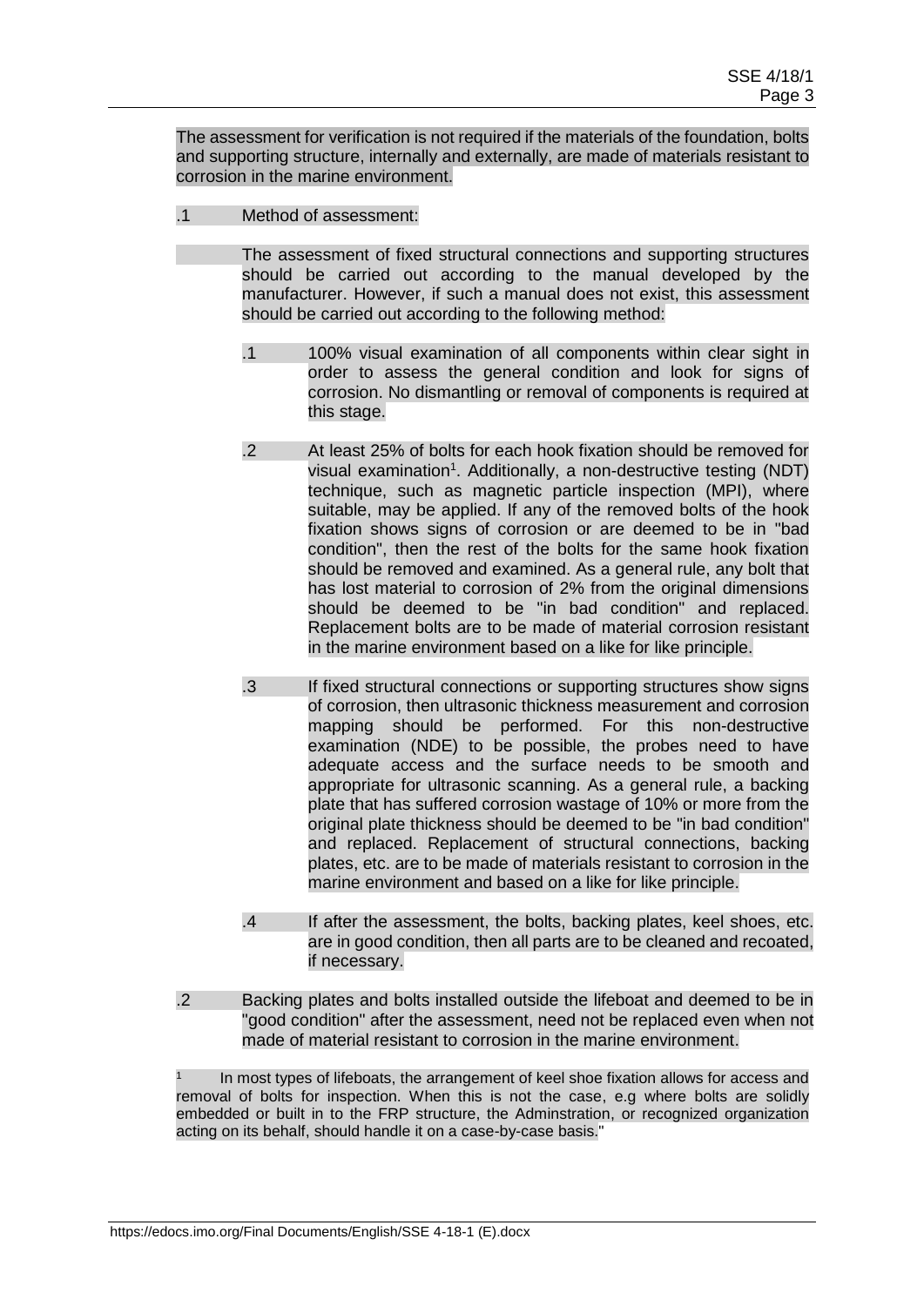The assessment for verification is not required if the materials of the foundation, bolts and supporting structure, internally and externally, are made of materials resistant to corrosion in the marine environment.

.1 Method of assessment:

The assessment of fixed structural connections and supporting structures should be carried out according to the manual developed by the manufacturer. However, if such a manual does not exist, this assessment should be carried out according to the following method:

.1 100% visual examination of all components within clear sight in order to assess the general condition and look for signs of corrosion. No dismantling or removal of components is required at this stage.

.2 At least 25% of bolts for each hook fixation should be removed for visual examination[1]. Additionally, a non-destructive testing (NDT) technique, such as magnetic particle inspection (MPI), where suitable, may be applied. If any of the removed bolts of the hook fixation shows signs of corrosion or are deemed to be in "bad condition", then the rest of the bolts for the same hook fixation should be removed and examined. As a general rule, any bolt that has lost material to corrosion of 2% from the original dimensions should be deemed to be "in bad condition" and replaced. Replacement bolts are to be made of material corrosion resistant in the marine environment based on a like for like principle.

.3 If fixed structural connections or supporting structures show signs of corrosion, then ultrasonic thickness measurement and corrosion mapping should be performed. For this non-destructive examination (NDE) to be possible, the probes need to have adequate access and the surface needs to be smooth and appropriate for ultrasonic scanning. As a general rule, a backing plate that has suffered corrosion wastage of 10% or more from the original plate thickness should be deemed to be "in bad condition" and replaced. Replacement of structural connections, backing plates, etc. are to be made of materials resistant to corrosion in the marine environment and based on a like for like principle.

.4 If after the assessment, the bolts, backing plates, keel shoes, etc. are in good condition, then all parts are to be cleaned and recoated, if necessary.

.2 Backing plates and bolts installed outside the lifeboat and deemed to be in "good condition" after the assessment, need not be replaced even when not made of material resistant to corrosion in the marine environment.

[1] In most types of lifeboats, the arrangement of keel shoe fixation allows for access and removal of bolts for inspection. When this is not the case, e.g where bolts are solidly embedded or built in to the FRP structure, the Adminstration, or recognized organization acting on its behalf, should handle it on a case-by-case basis."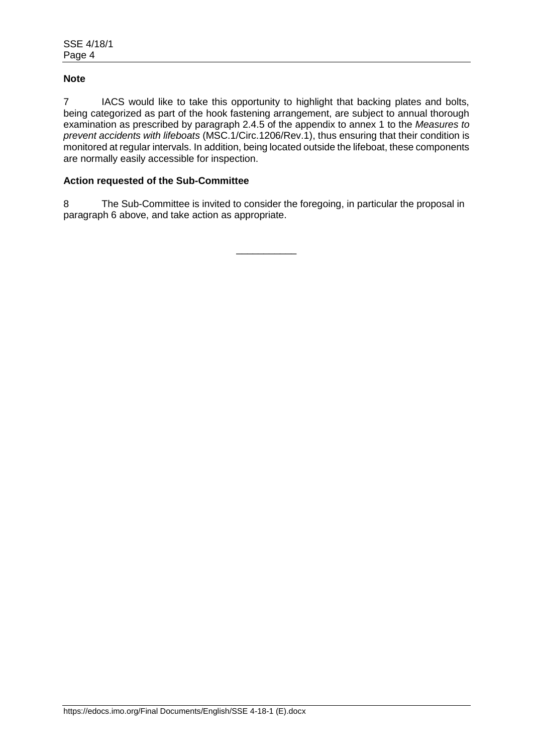**Note**

7 IACS would like to take this opportunity to highlight that backing plates and bolts, being categorized as part of the hook fastening arrangement, are subject to annual thorough examination as prescribed by paragraph 2.4.5 of the appendix to annex 1 to the *Measures to prevent accidents with lifeboats* (MSC.1/Circ.1206/Rev.1), thus ensuring that their condition is monitored at regular intervals. In addition, being located outside the lifeboat, these components are normally easily accessible for inspection.

**Action requested of the Sub-Committee**

8 The Sub-Committee is invited to consider the foregoing, in particular the proposal in paragraph 6 above, and take action as appropriate.

___________